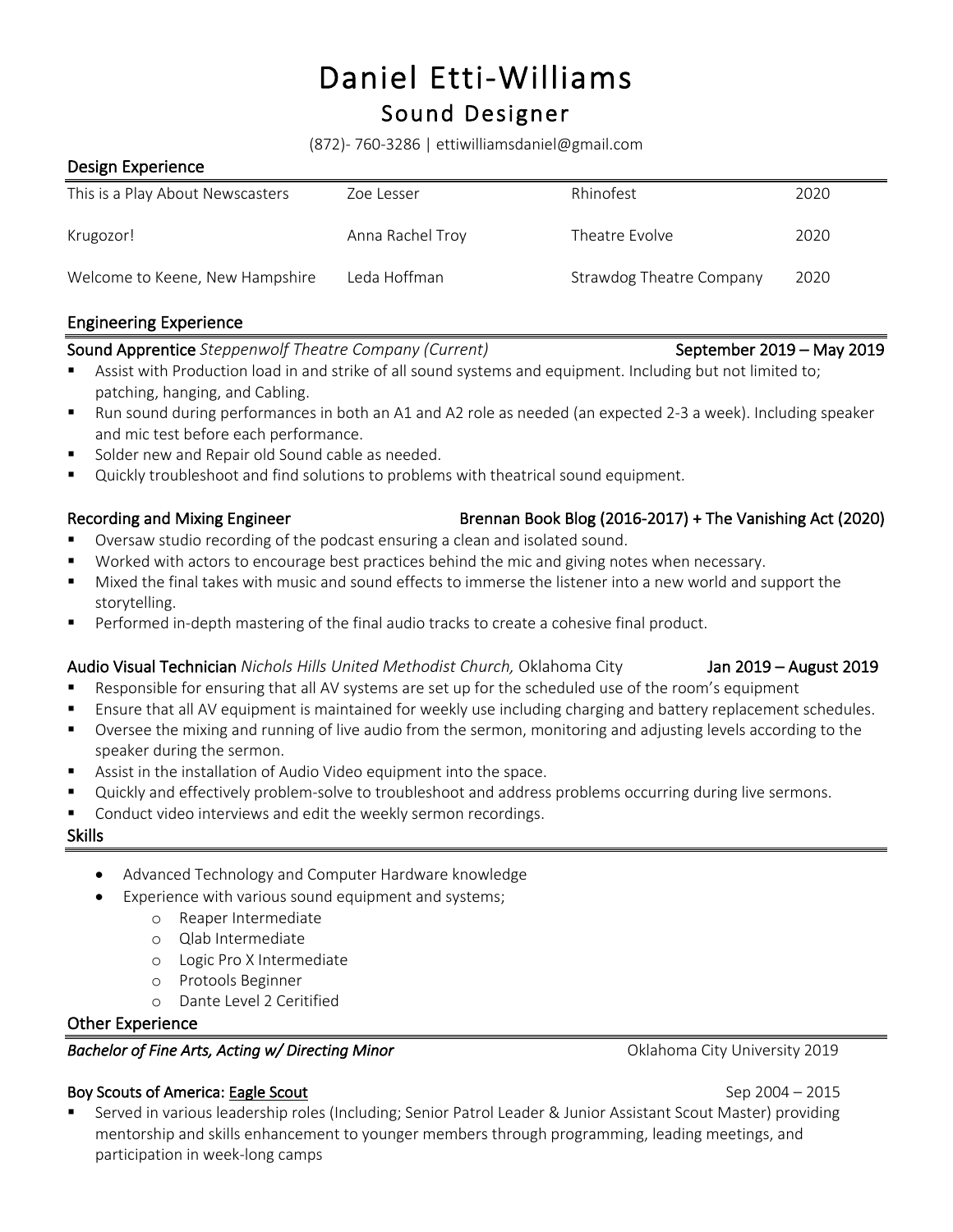# Daniel Etti-Williams

## Sound Designer

(872)- 760-3286 | ettiwilliamsdaniel@gmail.com

## Design Experience

| | | | |
|---|---|---|---|
| This is a Play About Newscasters | Zoe Lesser | Rhinofest | 2020 |
| Krugozor! | Anna Rachel Troy | Theatre Evolve | 2020 |
| Welcome to Keene, New Hampshire | Leda Hoffman | Strawdog Theatre Company | 2020 |

## Engineering Experience

**Sound Apprentice** *Steppenwolf Theatre Company (Current)* — **September 2019 – May 2019**

- Assist with Production load in and strike of all sound systems and equipment. Including but not limited to; patching, hanging, and Cabling.
- Run sound during performances in both an A1 and A2 role as needed (an expected 2-3 a week). Including speaker and mic test before each performance.
- Solder new and Repair old Sound cable as needed.
- Quickly troubleshoot and find solutions to problems with theatrical sound equipment.

**Recording and Mixing Engineer** — **Brennan Book Blog (2016-2017) + The Vanishing Act (2020)**

- Oversaw studio recording of the podcast ensuring a clean and isolated sound.
- Worked with actors to encourage best practices behind the mic and giving notes when necessary.
- Mixed the final takes with music and sound effects to immerse the listener into a new world and support the storytelling.
- Performed in-depth mastering of the final audio tracks to create a cohesive final product.

**Audio Visual Technician** *Nichols Hills United Methodist Church,* Oklahoma City — **Jan 2019 – August 2019**

- Responsible for ensuring that all AV systems are set up for the scheduled use of the room's equipment
- Ensure that all AV equipment is maintained for weekly use including charging and battery replacement schedules.
- Oversee the mixing and running of live audio from the sermon, monitoring and adjusting levels according to the speaker during the sermon.
- Assist in the installation of Audio Video equipment into the space.
- Quickly and effectively problem-solve to troubleshoot and address problems occurring during live sermons.
- Conduct video interviews and edit the weekly sermon recordings.

## Skills

- Advanced Technology and Computer Hardware knowledge
- Experience with various sound equipment and systems;
  - Reaper Intermediate
  - Qlab Intermediate
  - Logic Pro X Intermediate
  - Protools Beginner
  - Dante Level 2 Ceritified

## Other Experience

***Bachelor of Fine Arts, Acting w/ Directing Minor*** — Oklahoma City University 2019

**Boy Scouts of America: Eagle Scout** — Sep 2004 – 2015

- Served in various leadership roles (Including; Senior Patrol Leader & Junior Assistant Scout Master) providing mentorship and skills enhancement to younger members through programming, leading meetings, and participation in week-long camps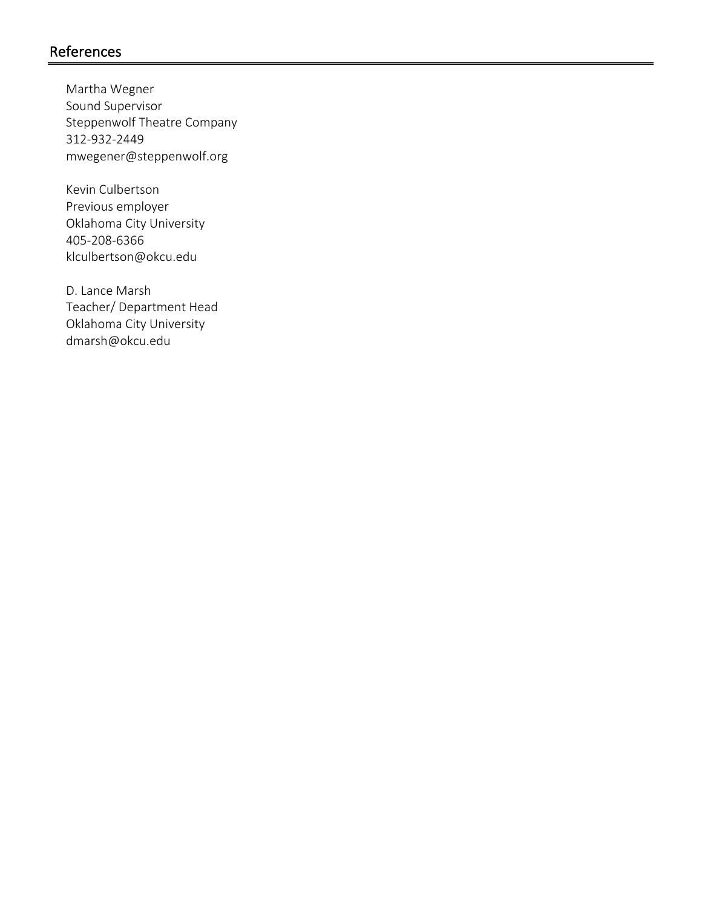## References

Martha Wegner
Sound Supervisor
Steppenwolf Theatre Company
312-932-2449
mwegener@steppenwolf.org

Kevin Culbertson
Previous employer
Oklahoma City University
405-208-6366
klculbertson@okcu.edu

D. Lance Marsh
Teacher/ Department Head
Oklahoma City University
dmarsh@okcu.edu